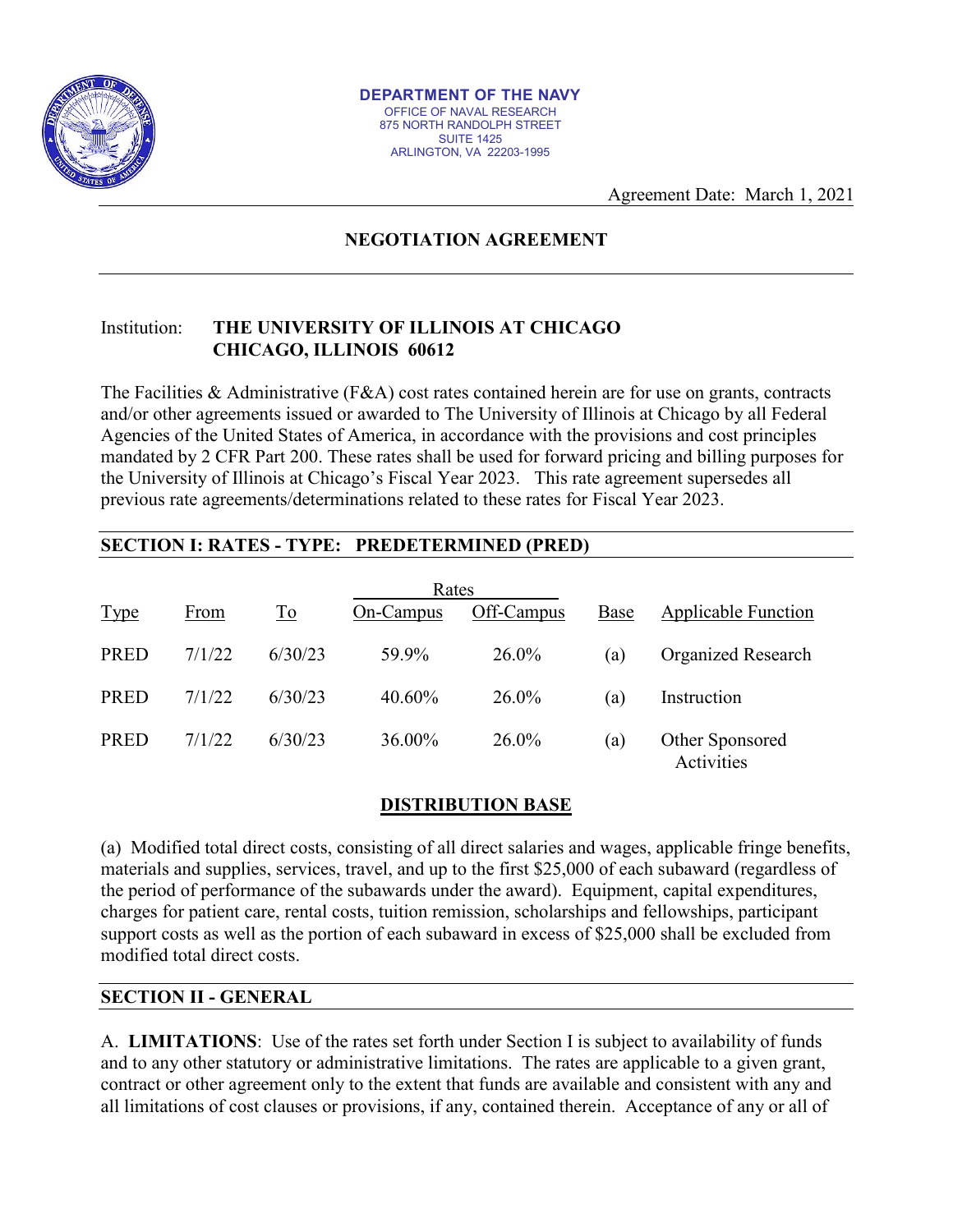**DEPARTMENT OF THE NAVY**
OFFICE OF NAVAL RESEARCH
875 NORTH RANDOLPH STREET
SUITE 1425
ARLINGTON, VA 22203-1995

Agreement Date: March 1, 2021

## NEGOTIATION AGREEMENT

Institution: **THE UNIVERSITY OF ILLINOIS AT CHICAGO**
**CHICAGO, ILLINOIS 60612**

The Facilities & Administrative (F&A) cost rates contained herein are for use on grants, contracts and/or other agreements issued or awarded to The University of Illinois at Chicago by all Federal Agencies of the United States of America, in accordance with the provisions and cost principles mandated by 2 CFR Part 200. These rates shall be used for forward pricing and billing purposes for the University of Illinois at Chicago's Fiscal Year 2023. This rate agreement supersedes all previous rate agreements/determinations related to these rates for Fiscal Year 2023.

### SECTION I: RATES - TYPE: PREDETERMINED (PRED)

| | | | Rates | | | |
|---|---|---|---|---|---|---|
| Type | From | To | On-Campus | Off-Campus | Base | Applicable Function |
| PRED | 7/1/22 | 6/30/23 | 59.9% | 26.0% | (a) | Organized Research |
| PRED | 7/1/22 | 6/30/23 | 40.60% | 26.0% | (a) | Instruction |
| PRED | 7/1/22 | 6/30/23 | 36.00% | 26.0% | (a) | Other Sponsored Activities |

**DISTRIBUTION BASE**

(a) Modified total direct costs, consisting of all direct salaries and wages, applicable fringe benefits, materials and supplies, services, travel, and up to the first $25,000 of each subaward (regardless of the period of performance of the subawards under the award). Equipment, capital expenditures, charges for patient care, rental costs, tuition remission, scholarships and fellowships, participant support costs as well as the portion of each subaward in excess of $25,000 shall be excluded from modified total direct costs.

### SECTION II - GENERAL

A. **LIMITATIONS**: Use of the rates set forth under Section I is subject to availability of funds and to any other statutory or administrative limitations. The rates are applicable to a given grant, contract or other agreement only to the extent that funds are available and consistent with any and all limitations of cost clauses or provisions, if any, contained therein. Acceptance of any or all of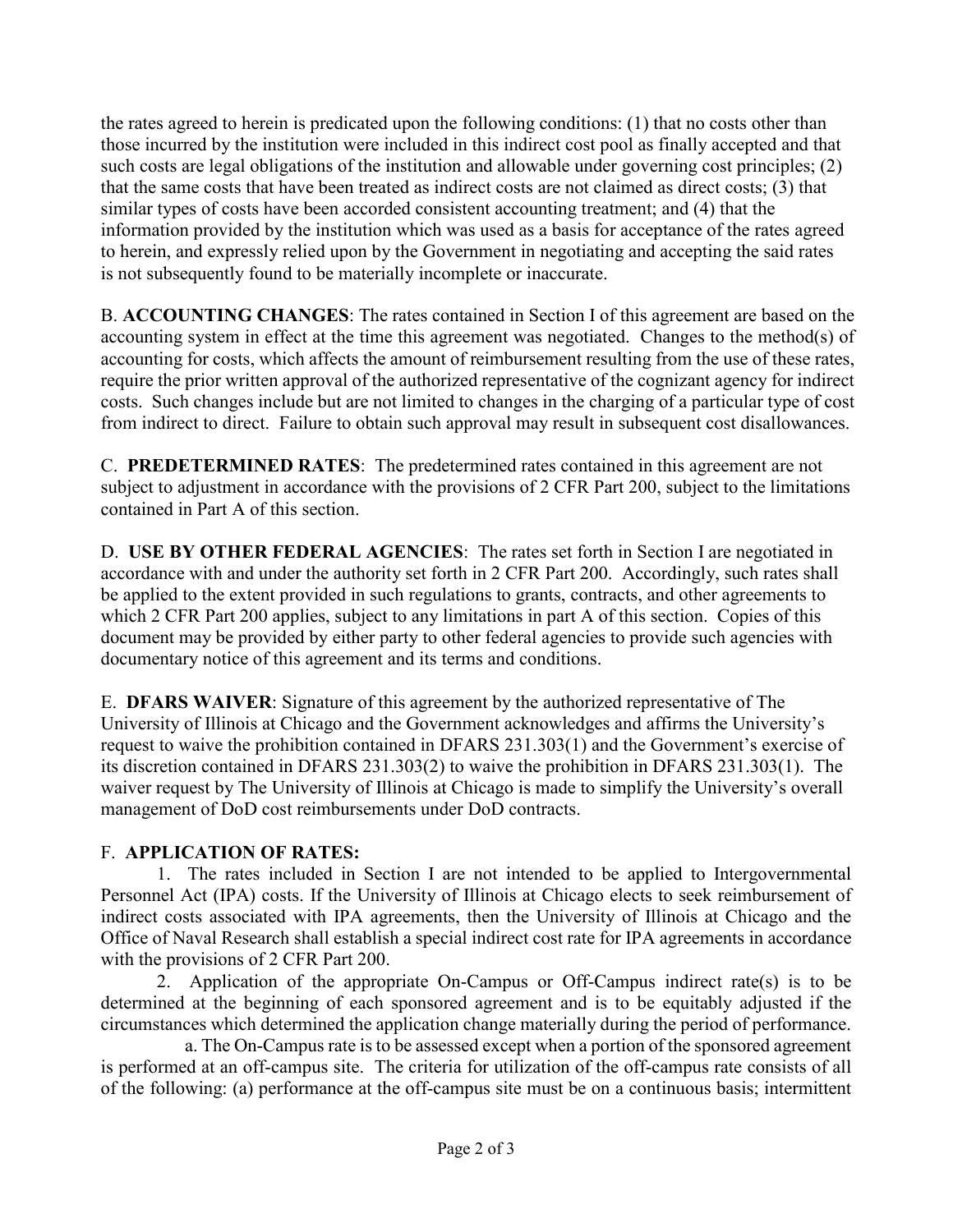the rates agreed to herein is predicated upon the following conditions: (1) that no costs other than those incurred by the institution were included in this indirect cost pool as finally accepted and that such costs are legal obligations of the institution and allowable under governing cost principles; (2) that the same costs that have been treated as indirect costs are not claimed as direct costs; (3) that similar types of costs have been accorded consistent accounting treatment; and (4) that the information provided by the institution which was used as a basis for acceptance of the rates agreed to herein, and expressly relied upon by the Government in negotiating and accepting the said rates is not subsequently found to be materially incomplete or inaccurate.

B. **ACCOUNTING CHANGES**: The rates contained in Section I of this agreement are based on the accounting system in effect at the time this agreement was negotiated. Changes to the method(s) of accounting for costs, which affects the amount of reimbursement resulting from the use of these rates, require the prior written approval of the authorized representative of the cognizant agency for indirect costs. Such changes include but are not limited to changes in the charging of a particular type of cost from indirect to direct. Failure to obtain such approval may result in subsequent cost disallowances.

C. **PREDETERMINED RATES**: The predetermined rates contained in this agreement are not subject to adjustment in accordance with the provisions of 2 CFR Part 200, subject to the limitations contained in Part A of this section.

D. **USE BY OTHER FEDERAL AGENCIES**: The rates set forth in Section I are negotiated in accordance with and under the authority set forth in 2 CFR Part 200. Accordingly, such rates shall be applied to the extent provided in such regulations to grants, contracts, and other agreements to which 2 CFR Part 200 applies, subject to any limitations in part A of this section. Copies of this document may be provided by either party to other federal agencies to provide such agencies with documentary notice of this agreement and its terms and conditions.

E. **DFARS WAIVER**: Signature of this agreement by the authorized representative of The University of Illinois at Chicago and the Government acknowledges and affirms the University's request to waive the prohibition contained in DFARS 231.303(1) and the Government's exercise of its discretion contained in DFARS 231.303(2) to waive the prohibition in DFARS 231.303(1). The waiver request by The University of Illinois at Chicago is made to simplify the University's overall management of DoD cost reimbursements under DoD contracts.

F. **APPLICATION OF RATES:**

1. The rates included in Section I are not intended to be applied to Intergovernmental Personnel Act (IPA) costs. If the University of Illinois at Chicago elects to seek reimbursement of indirect costs associated with IPA agreements, then the University of Illinois at Chicago and the Office of Naval Research shall establish a special indirect cost rate for IPA agreements in accordance with the provisions of 2 CFR Part 200.

2. Application of the appropriate On-Campus or Off-Campus indirect rate(s) is to be determined at the beginning of each sponsored agreement and is to be equitably adjusted if the circumstances which determined the application change materially during the period of performance.

a. The On-Campus rate is to be assessed except when a portion of the sponsored agreement is performed at an off-campus site. The criteria for utilization of the off-campus rate consists of all of the following: (a) performance at the off-campus site must be on a continuous basis; intermittent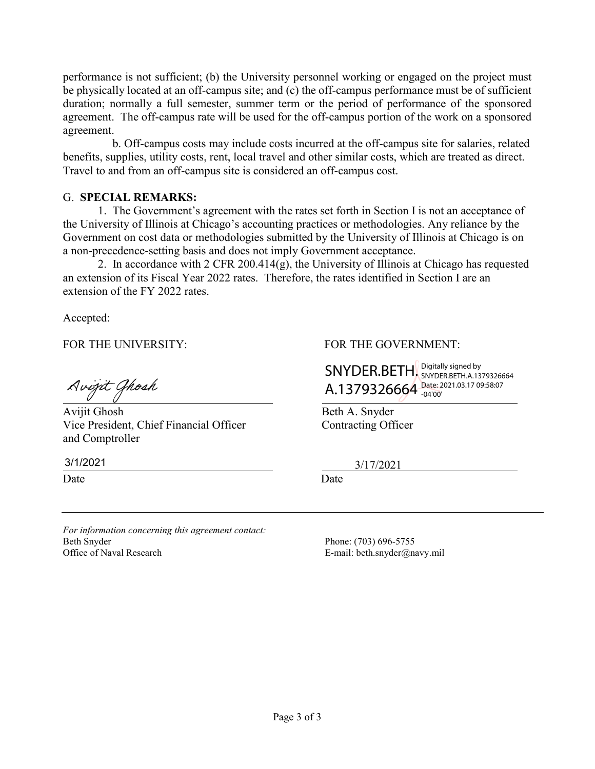performance is not sufficient; (b) the University personnel working or engaged on the project must be physically located at an off-campus site; and (c) the off-campus performance must be of sufficient duration; normally a full semester, summer term or the period of performance of the sponsored agreement. The off-campus rate will be used for the off-campus portion of the work on a sponsored agreement.

b. Off-campus costs may include costs incurred at the off-campus site for salaries, related benefits, supplies, utility costs, rent, local travel and other similar costs, which are treated as direct. Travel to and from an off-campus site is considered an off-campus cost.

G. **SPECIAL REMARKS:**

1. The Government's agreement with the rates set forth in Section I is not an acceptance of the University of Illinois at Chicago's accounting practices or methodologies. Any reliance by the Government on cost data or methodologies submitted by the University of Illinois at Chicago is on a non-precedence-setting basis and does not imply Government acceptance.

2. In accordance with 2 CFR 200.414(g), the University of Illinois at Chicago has requested an extension of its Fiscal Year 2022 rates. Therefore, the rates identified in Section I are an extension of the FY 2022 rates.

Accepted:

FOR THE UNIVERSITY:

Avijit Ghosh

Avijit Ghosh
Vice President, Chief Financial Officer and Comptroller

3/1/2021

Date

FOR THE GOVERNMENT:

SNYDER.BETH.A.1379326664 Digitally signed by SNYDER.BETH.A.1379326664 Date: 2021.03.17 09:58:07 -04'00'

Beth A. Snyder
Contracting Officer

3/17/2021

Date

*For information concerning this agreement contact:*
Beth Snyder
Office of Naval Research

Phone: (703) 696-5755
E-mail: beth.snyder@navy.mil